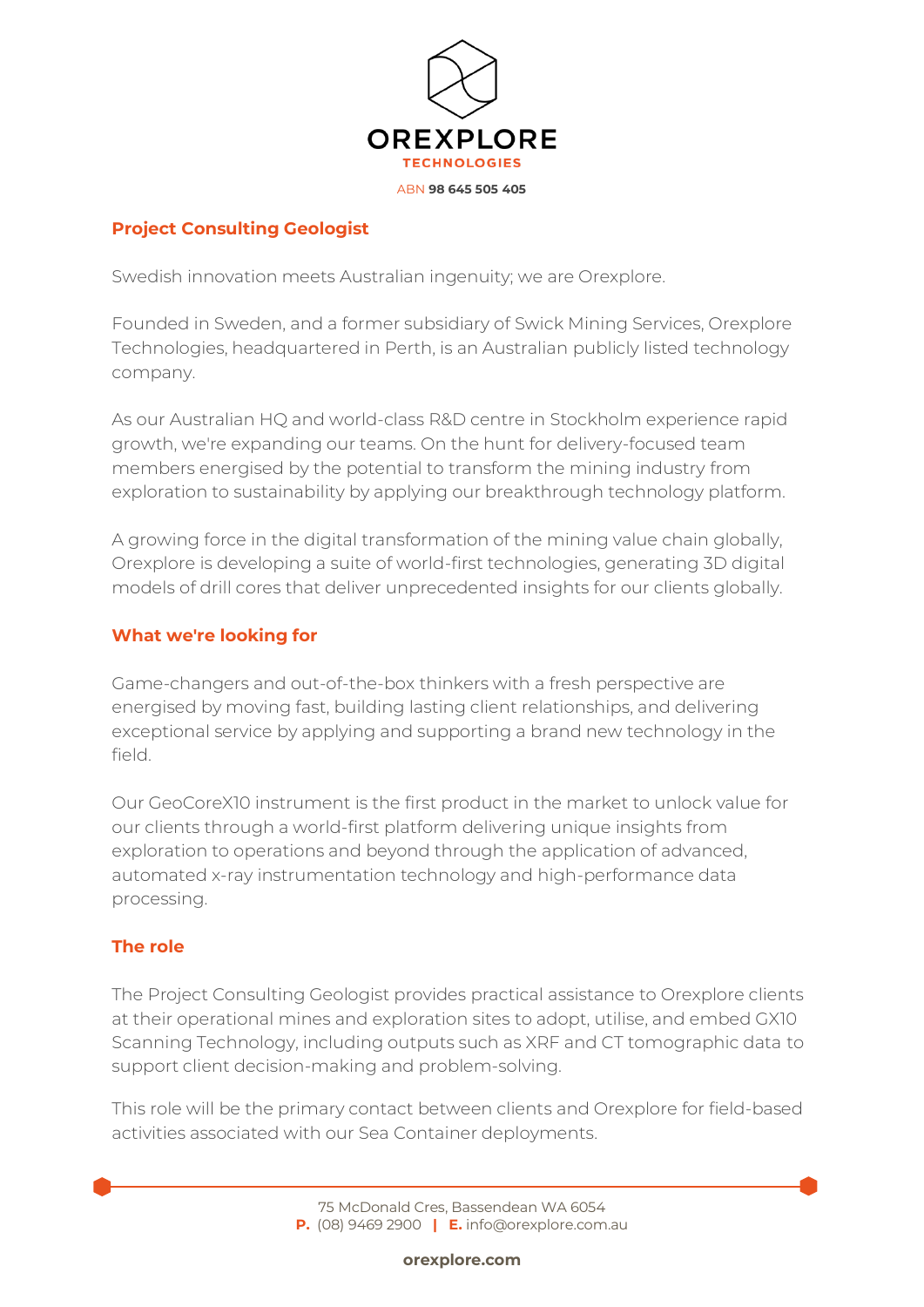OREXPLORE
TECHNOLOGIES

ABN 98 645 505 405

## Project Consulting Geologist

Swedish innovation meets Australian ingenuity; we are Orexplore.

Founded in Sweden, and a former subsidiary of Swick Mining Services, Orexplore Technologies, headquartered in Perth, is an Australian publicly listed technology company.

As our Australian HQ and world-class R&D centre in Stockholm experience rapid growth, we're expanding our teams. On the hunt for delivery-focused team members energised by the potential to transform the mining industry from exploration to sustainability by applying our breakthrough technology platform.

A growing force in the digital transformation of the mining value chain globally, Orexplore is developing a suite of world-first technologies, generating 3D digital models of drill cores that deliver unprecedented insights for our clients globally.

## What we're looking for

Game-changers and out-of-the-box thinkers with a fresh perspective are energised by moving fast, building lasting client relationships, and delivering exceptional service by applying and supporting a brand new technology in the field.

Our GeoCoreX10 instrument is the first product in the market to unlock value for our clients through a world-first platform delivering unique insights from exploration to operations and beyond through the application of advanced, automated x-ray instrumentation technology and high-performance data processing.

## The role

The Project Consulting Geologist provides practical assistance to Orexplore clients at their operational mines and exploration sites to adopt, utilise, and embed GX10 Scanning Technology, including outputs such as XRF and CT tomographic data to support client decision-making and problem-solving.

This role will be the primary contact between clients and Orexplore for field-based activities associated with our Sea Container deployments.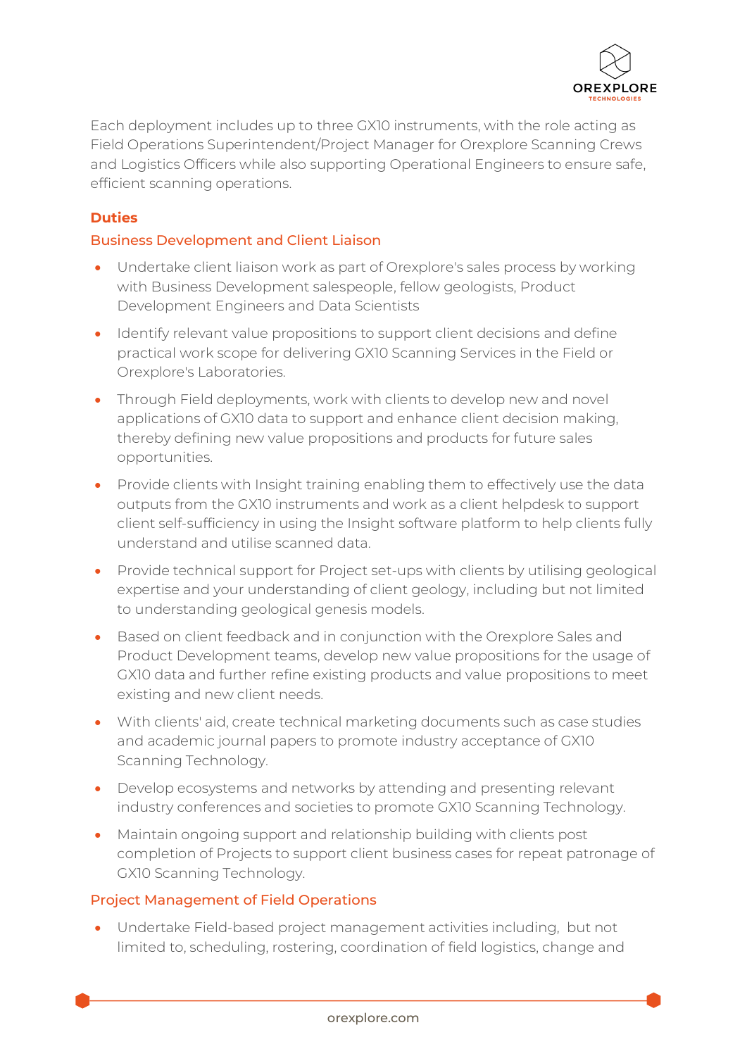Each deployment includes up to three GX10 instruments, with the role acting as Field Operations Superintendent/Project Manager for Orexplore Scanning Crews and Logistics Officers while also supporting Operational Engineers to ensure safe, efficient scanning operations.

## Duties

### Business Development and Client Liaison

- Undertake client liaison work as part of Orexplore's sales process by working with Business Development salespeople, fellow geologists, Product Development Engineers and Data Scientists
- Identify relevant value propositions to support client decisions and define practical work scope for delivering GX10 Scanning Services in the Field or Orexplore's Laboratories.
- Through Field deployments, work with clients to develop new and novel applications of GX10 data to support and enhance client decision making, thereby defining new value propositions and products for future sales opportunities.
- Provide clients with Insight training enabling them to effectively use the data outputs from the GX10 instruments and work as a client helpdesk to support client self-sufficiency in using the Insight software platform to help clients fully understand and utilise scanned data.
- Provide technical support for Project set-ups with clients by utilising geological expertise and your understanding of client geology, including but not limited to understanding geological genesis models.
- Based on client feedback and in conjunction with the Orexplore Sales and Product Development teams, develop new value propositions for the usage of GX10 data and further refine existing products and value propositions to meet existing and new client needs.
- With clients' aid, create technical marketing documents such as case studies and academic journal papers to promote industry acceptance of GX10 Scanning Technology.
- Develop ecosystems and networks by attending and presenting relevant industry conferences and societies to promote GX10 Scanning Technology.
- Maintain ongoing support and relationship building with clients post completion of Projects to support client business cases for repeat patronage of GX10 Scanning Technology.

### Project Management of Field Operations

- Undertake Field-based project management activities including, but not limited to, scheduling, rostering, coordination of field logistics, change and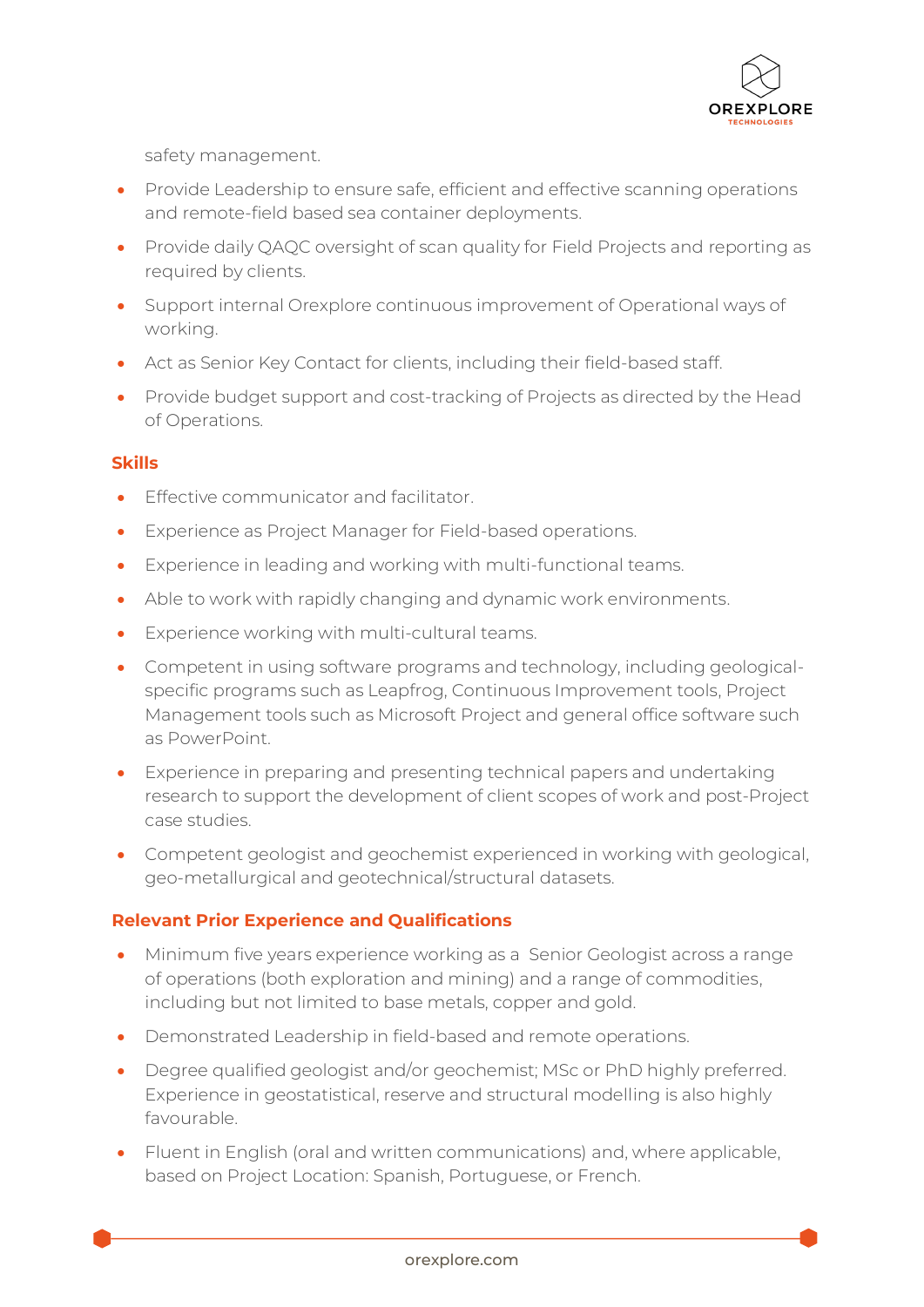safety management.

- Provide Leadership to ensure safe, efficient and effective scanning operations and remote-field based sea container deployments.
- Provide daily QAQC oversight of scan quality for Field Projects and reporting as required by clients.
- Support internal Orexplore continuous improvement of Operational ways of working.
- Act as Senior Key Contact for clients, including their field-based staff.
- Provide budget support and cost-tracking of Projects as directed by the Head of Operations.

### Skills

- Effective communicator and facilitator.
- Experience as Project Manager for Field-based operations.
- Experience in leading and working with multi-functional teams.
- Able to work with rapidly changing and dynamic work environments.
- Experience working with multi-cultural teams.
- Competent in using software programs and technology, including geological-specific programs such as Leapfrog, Continuous Improvement tools, Project Management tools such as Microsoft Project and general office software such as PowerPoint.
- Experience in preparing and presenting technical papers and undertaking research to support the development of client scopes of work and post-Project case studies.
- Competent geologist and geochemist experienced in working with geological, geo-metallurgical and geotechnical/structural datasets.

### Relevant Prior Experience and Qualifications

- Minimum five years experience working as a Senior Geologist across a range of operations (both exploration and mining) and a range of commodities, including but not limited to base metals, copper and gold.
- Demonstrated Leadership in field-based and remote operations.
- Degree qualified geologist and/or geochemist; MSc or PhD highly preferred. Experience in geostatistical, reserve and structural modelling is also highly favourable.
- Fluent in English (oral and written communications) and, where applicable, based on Project Location: Spanish, Portuguese, or French.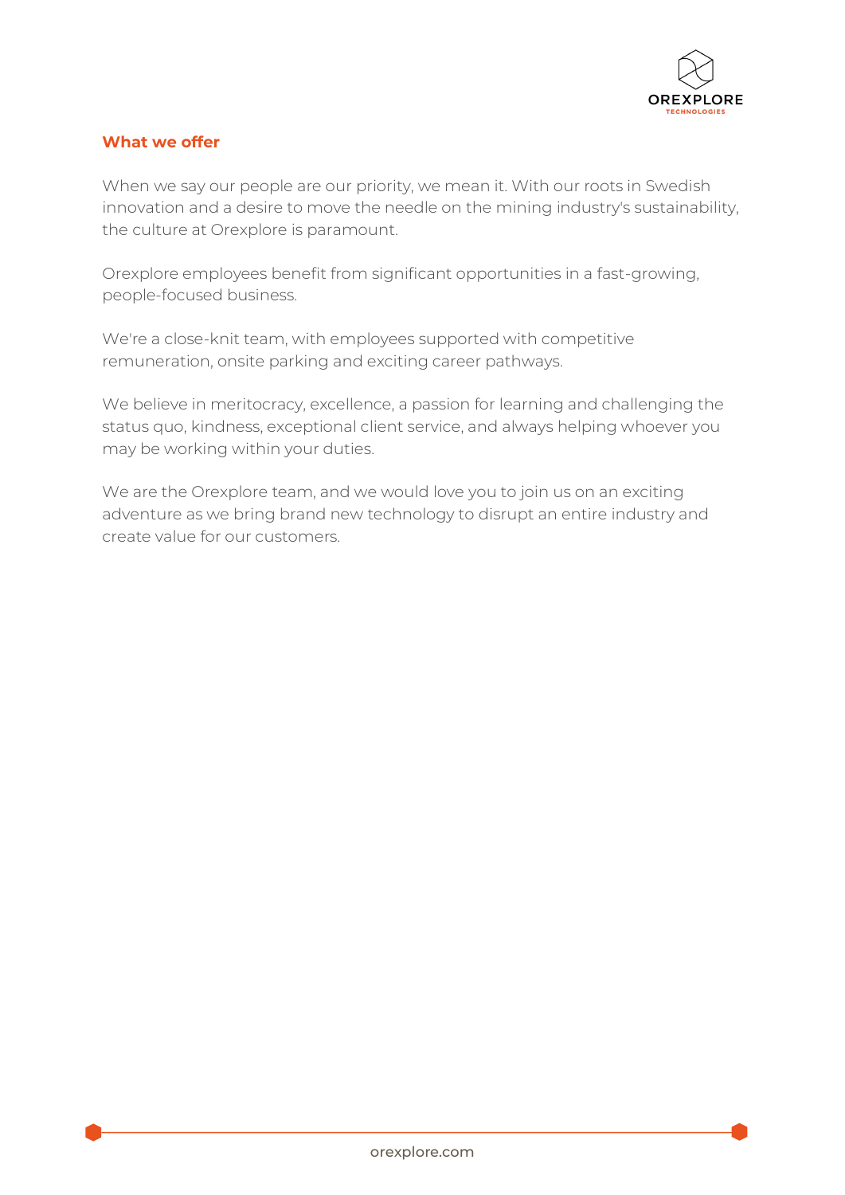## What we offer

When we say our people are our priority, we mean it. With our roots in Swedish innovation and a desire to move the needle on the mining industry's sustainability, the culture at Orexplore is paramount.

Orexplore employees benefit from significant opportunities in a fast-growing, people-focused business.

We're a close-knit team, with employees supported with competitive remuneration, onsite parking and exciting career pathways.

We believe in meritocracy, excellence, a passion for learning and challenging the status quo, kindness, exceptional client service, and always helping whoever you may be working within your duties.

We are the Orexplore team, and we would love you to join us on an exciting adventure as we bring brand new technology to disrupt an entire industry and create value for our customers.